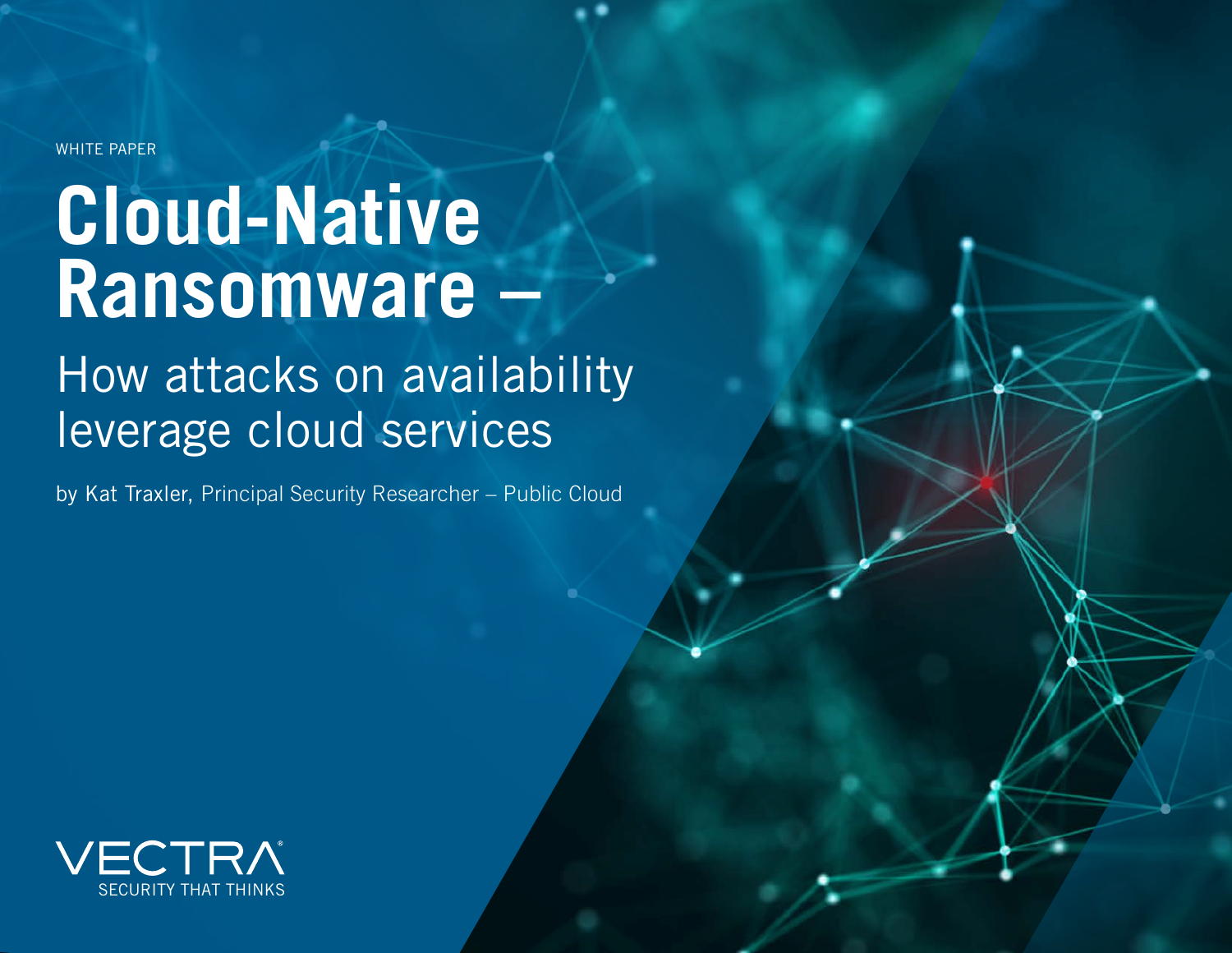WHITE PAPER

# Cloud-Native Ransomware –

## How attacks on availability leverage cloud services

by Kat Traxler, Principal Security Researcher – Public Cloud

VECTRA®
SECURITY THAT THINKS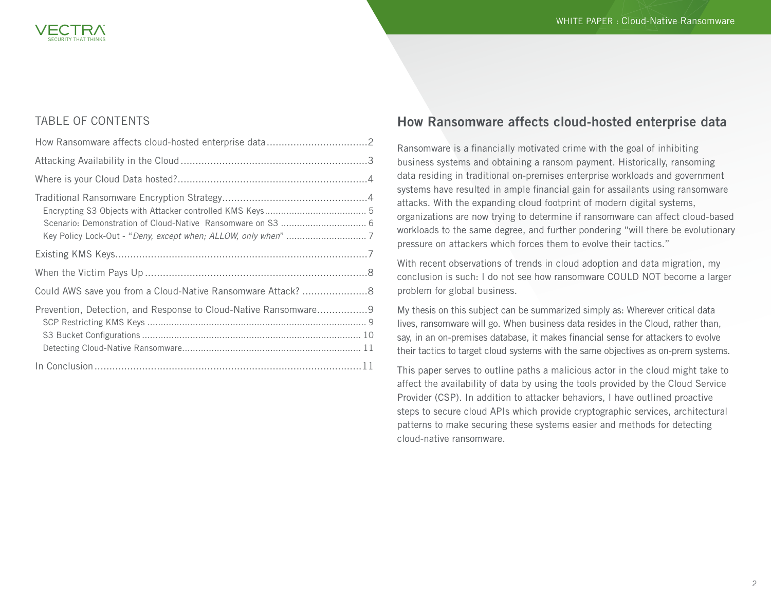## TABLE OF CONTENTS

How Ransomware affects cloud-hosted enterprise data .................................2

Attacking Availability in the Cloud ...............................................................3

Where is your Cloud Data hosted?................................................................4

Traditional Ransomware Encryption Strategy.................................................4

- Encrypting S3 Objects with Attacker controlled KMS Keys...................................... 5
- Scenario: Demonstration of Cloud-Native Ransomware on S3 ................................ 6
- Key Policy Lock-Out - "*Deny, except when; ALLOW, only when*" .............................. 7

Existing KMS Keys.......................................................................................7

When the Victim Pays Up ............................................................................8

Could AWS save you from a Cloud-Native Ransomware Attack? ......................8

Prevention, Detection, and Response to Cloud-Native Ransomware.................9

- SCP Restricting KMS Keys ................................................................................. 9
- S3 Bucket Configurations ................................................................................. 10
- Detecting Cloud-Native Ransomware.................................................................. 11

In Conclusion ...........................................................................................11

## How Ransomware affects cloud-hosted enterprise data

Ransomware is a financially motivated crime with the goal of inhibiting business systems and obtaining a ransom payment. Historically, ransoming data residing in traditional on-premises enterprise workloads and government systems have resulted in ample financial gain for assailants using ransomware attacks. With the expanding cloud footprint of modern digital systems, organizations are now trying to determine if ransomware can affect cloud-based workloads to the same degree, and further pondering "will there be evolutionary pressure on attackers which forces them to evolve their tactics."

With recent observations of trends in cloud adoption and data migration, my conclusion is such: I do not see how ransomware COULD NOT become a larger problem for global business.

My thesis on this subject can be summarized simply as: Wherever critical data lives, ransomware will go. When business data resides in the Cloud, rather than, say, in an on-premises database, it makes financial sense for attackers to evolve their tactics to target cloud systems with the same objectives as on-prem systems.

This paper serves to outline paths a malicious actor in the cloud might take to affect the availability of data by using the tools provided by the Cloud Service Provider (CSP). In addition to attacker behaviors, I have outlined proactive steps to secure cloud APIs which provide cryptographic services, architectural patterns to make securing these systems easier and methods for detecting cloud-native ransomware.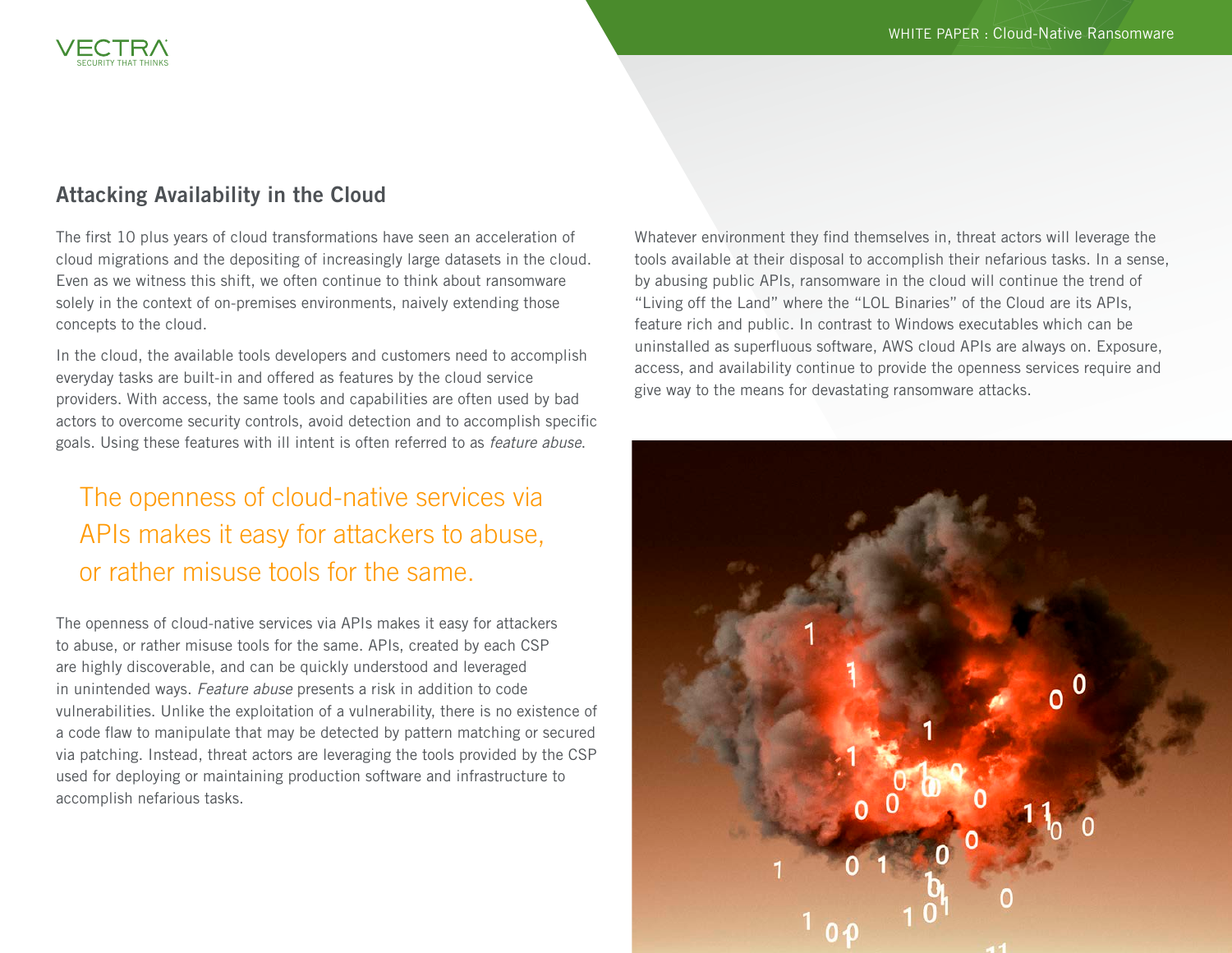## Attacking Availability in the Cloud

The first 10 plus years of cloud transformations have seen an acceleration of cloud migrations and the depositing of increasingly large datasets in the cloud. Even as we witness this shift, we often continue to think about ransomware solely in the context of on-premises environments, naively extending those concepts to the cloud.

In the cloud, the available tools developers and customers need to accomplish everyday tasks are built-in and offered as features by the cloud service providers. With access, the same tools and capabilities are often used by bad actors to overcome security controls, avoid detection and to accomplish specific goals. Using these features with ill intent is often referred to as *feature abuse*.

> The openness of cloud-native services via APIs makes it easy for attackers to abuse, or rather misuse tools for the same.

The openness of cloud-native services via APIs makes it easy for attackers to abuse, or rather misuse tools for the same. APIs, created by each CSP are highly discoverable, and can be quickly understood and leveraged in unintended ways. *Feature abuse* presents a risk in addition to code vulnerabilities. Unlike the exploitation of a vulnerability, there is no existence of a code flaw to manipulate that may be detected by pattern matching or secured via patching. Instead, threat actors are leveraging the tools provided by the CSP used for deploying or maintaining production software and infrastructure to accomplish nefarious tasks.

Whatever environment they find themselves in, threat actors will leverage the tools available at their disposal to accomplish their nefarious tasks. In a sense, by abusing public APIs, ransomware in the cloud will continue the trend of "Living off the Land" where the "LOL Binaries" of the Cloud are its APIs, feature rich and public. In contrast to Windows executables which can be uninstalled as superfluous software, AWS cloud APIs are always on. Exposure, access, and availability continue to provide the openness services require and give way to the means for devastating ransomware attacks.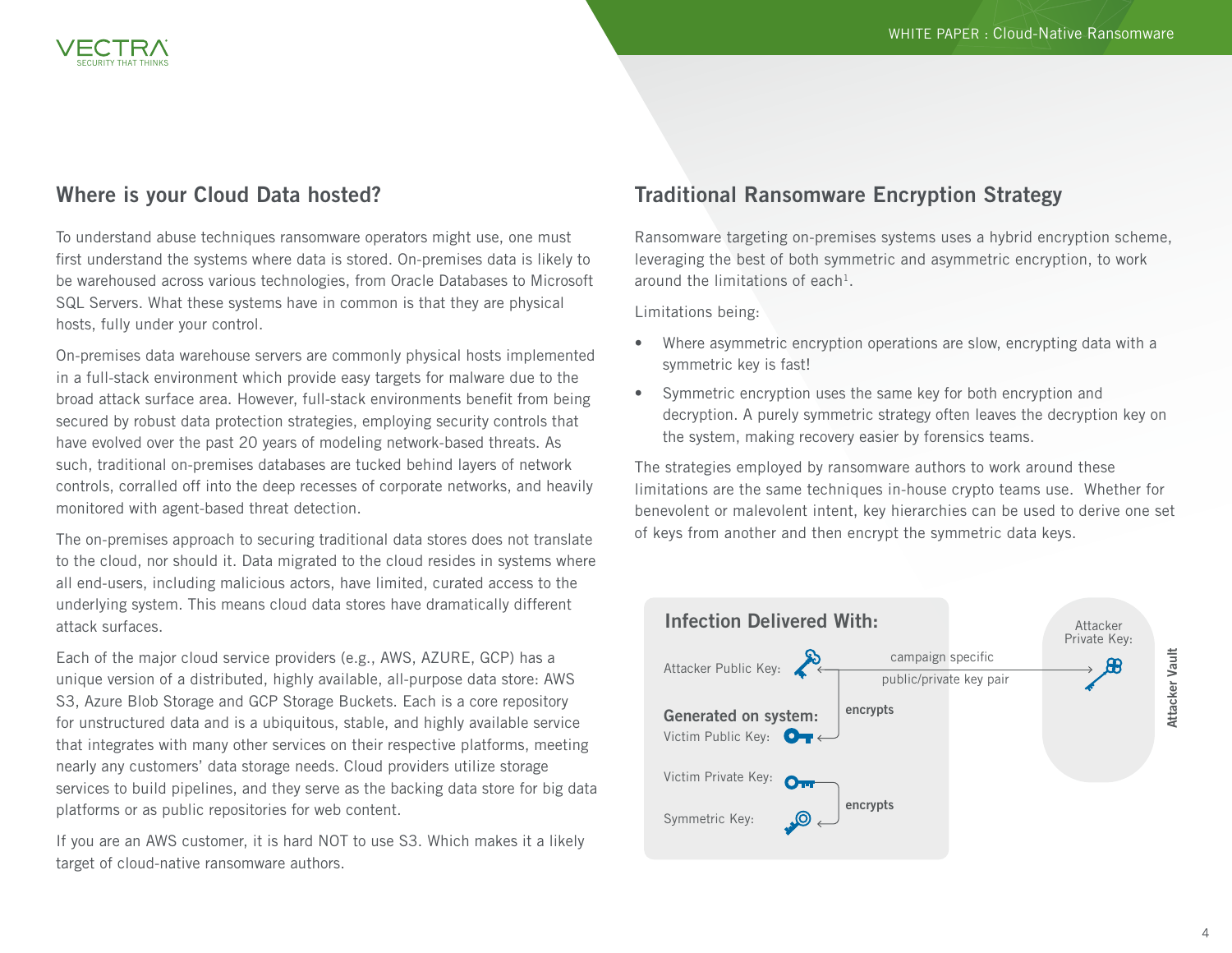## Where is your Cloud Data hosted?

To understand abuse techniques ransomware operators might use, one must first understand the systems where data is stored. On-premises data is likely to be warehoused across various technologies, from Oracle Databases to Microsoft SQL Servers. What these systems have in common is that they are physical hosts, fully under your control.

On-premises data warehouse servers are commonly physical hosts implemented in a full-stack environment which provide easy targets for malware due to the broad attack surface area. However, full-stack environments benefit from being secured by robust data protection strategies, employing security controls that have evolved over the past 20 years of modeling network-based threats. As such, traditional on-premises databases are tucked behind layers of network controls, corralled off into the deep recesses of corporate networks, and heavily monitored with agent-based threat detection.

The on-premises approach to securing traditional data stores does not translate to the cloud, nor should it. Data migrated to the cloud resides in systems where all end-users, including malicious actors, have limited, curated access to the underlying system. This means cloud data stores have dramatically different attack surfaces.

Each of the major cloud service providers (e.g., AWS, AZURE, GCP) has a unique version of a distributed, highly available, all-purpose data store: AWS S3, Azure Blob Storage and GCP Storage Buckets. Each is a core repository for unstructured data and is a ubiquitous, stable, and highly available service that integrates with many other services on their respective platforms, meeting nearly any customers' data storage needs. Cloud providers utilize storage services to build pipelines, and they serve as the backing data store for big data platforms or as public repositories for web content.

If you are an AWS customer, it is hard NOT to use S3. Which makes it a likely target of cloud-native ransomware authors.

## Traditional Ransomware Encryption Strategy

Ransomware targeting on-premises systems uses a hybrid encryption scheme, leveraging the best of both symmetric and asymmetric encryption, to work around the limitations of each[1].

Limitations being:

- Where asymmetric encryption operations are slow, encrypting data with a symmetric key is fast!
- Symmetric encryption uses the same key for both encryption and decryption. A purely symmetric strategy often leaves the decryption key on the system, making recovery easier by forensics teams.

The strategies employed by ransomware authors to work around these limitations are the same techniques in-house crypto teams use. Whether for benevolent or malevolent intent, key hierarchies can be used to derive one set of keys from another and then encrypt the symmetric data keys.

**Infection Delivered With:**

Attacker Public Key: — campaign specific public/private key pair — Attacker Private Key: (Attacker Vault)

**Generated on system:**

Victim Public Key: (encrypted by Attacker Public Key — encrypts)

Victim Private Key:

Symmetric Key: (encrypted by Victim Private Key — encrypts)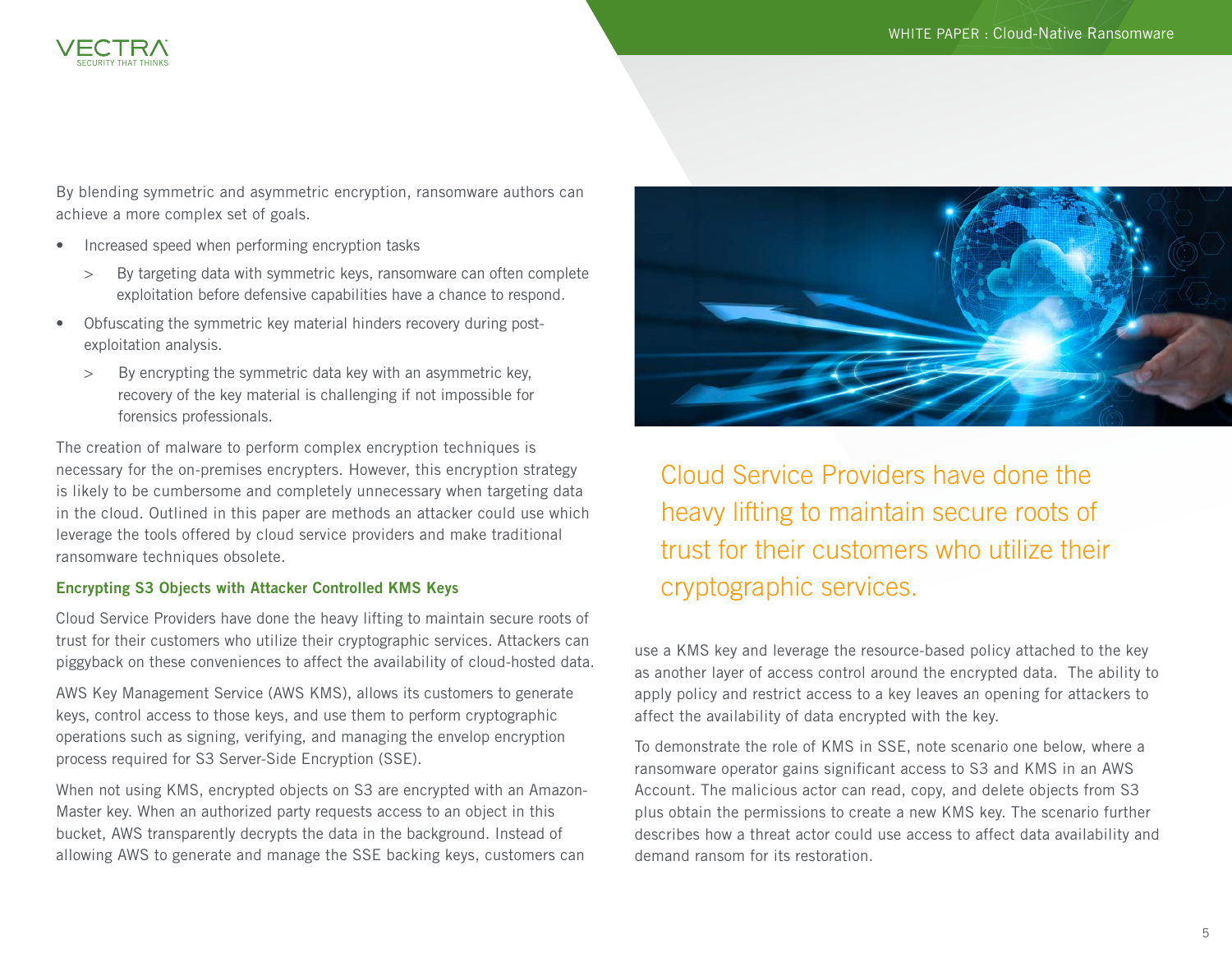By blending symmetric and asymmetric encryption, ransomware authors can achieve a more complex set of goals.

- Increased speed when performing encryption tasks
  - By targeting data with symmetric keys, ransomware can often complete exploitation before defensive capabilities have a chance to respond.
- Obfuscating the symmetric key material hinders recovery during post-exploitation analysis.
  - By encrypting the symmetric data key with an asymmetric key, recovery of the key material is challenging if not impossible for forensics professionals.

The creation of malware to perform complex encryption techniques is necessary for the on-premises encrypters. However, this encryption strategy is likely to be cumbersome and completely unnecessary when targeting data in the cloud. Outlined in this paper are methods an attacker could use which leverage the tools offered by cloud service providers and make traditional ransomware techniques obsolete.

### Encrypting S3 Objects with Attacker Controlled KMS Keys

Cloud Service Providers have done the heavy lifting to maintain secure roots of trust for their customers who utilize their cryptographic services. Attackers can piggyback on these conveniences to affect the availability of cloud-hosted data.

AWS Key Management Service (AWS KMS), allows its customers to generate keys, control access to those keys, and use them to perform cryptographic operations such as signing, verifying, and managing the envelop encryption process required for S3 Server-Side Encryption (SSE).

When not using KMS, encrypted objects on S3 are encrypted with an Amazon-Master key. When an authorized party requests access to an object in this bucket, AWS transparently decrypts the data in the background. Instead of allowing AWS to generate and manage the SSE backing keys, customers can use a KMS key and leverage the resource-based policy attached to the key as another layer of access control around the encrypted data. The ability to apply policy and restrict access to a key leaves an opening for attackers to affect the availability of data encrypted with the key.

> Cloud Service Providers have done the heavy lifting to maintain secure roots of trust for their customers who utilize their cryptographic services.

To demonstrate the role of KMS in SSE, note scenario one below, where a ransomware operator gains significant access to S3 and KMS in an AWS Account. The malicious actor can read, copy, and delete objects from S3 plus obtain the permissions to create a new KMS key. The scenario further describes how a threat actor could use access to affect data availability and demand ransom for its restoration.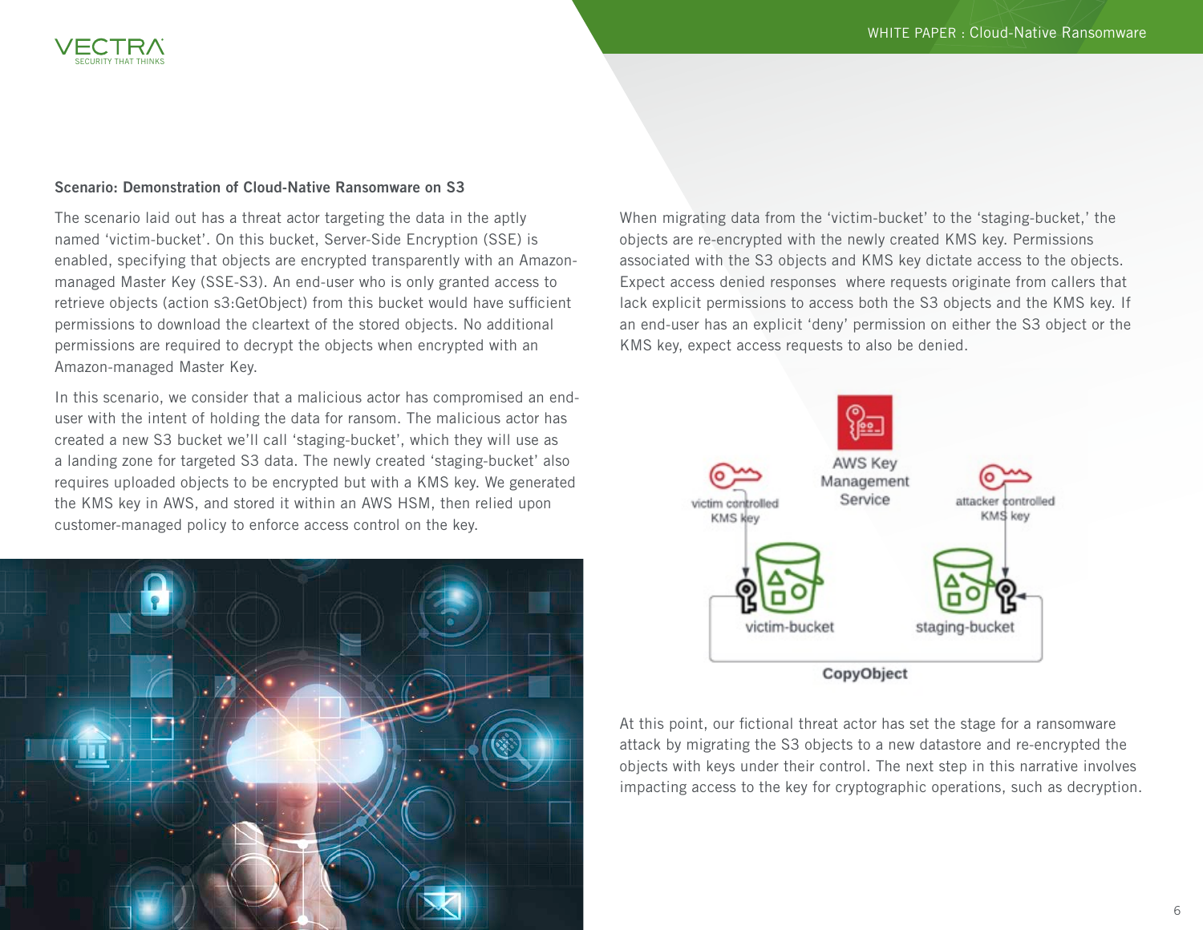### Scenario: Demonstration of Cloud-Native Ransomware on S3

The scenario laid out has a threat actor targeting the data in the aptly named 'victim-bucket'. On this bucket, Server-Side Encryption (SSE) is enabled, specifying that objects are encrypted transparently with an Amazon-managed Master Key (SSE-S3). An end-user who is only granted access to retrieve objects (action s3:GetObject) from this bucket would have sufficient permissions to download the cleartext of the stored objects. No additional permissions are required to decrypt the objects when encrypted with an Amazon-managed Master Key.

In this scenario, we consider that a malicious actor has compromised an end-user with the intent of holding the data for ransom. The malicious actor has created a new S3 bucket we'll call 'staging-bucket', which they will use as a landing zone for targeted S3 data. The newly created 'staging-bucket' also requires uploaded objects to be encrypted but with a KMS key. We generated the KMS key in AWS, and stored it within an AWS HSM, then relied upon customer-managed policy to enforce access control on the key.

When migrating data from the 'victim-bucket' to the 'staging-bucket,' the objects are re-encrypted with the newly created KMS key. Permissions associated with the S3 objects and KMS key dictate access to the objects. Expect access denied responses where requests originate from callers that lack explicit permissions to access both the S3 objects and the KMS key. If an end-user has an explicit 'deny' permission on either the S3 object or the KMS key, expect access requests to also be denied.

At this point, our fictional threat actor has set the stage for a ransomware attack by migrating the S3 objects to a new datastore and re-encrypted the objects with keys under their control. The next step in this narrative involves impacting access to the key for cryptographic operations, such as decryption.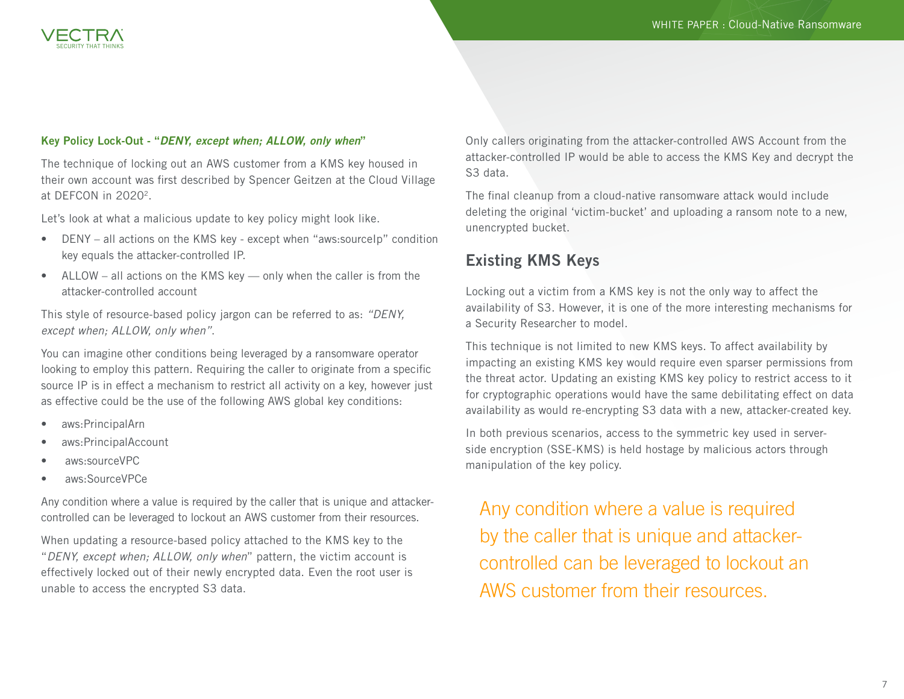**Key Policy Lock-Out - "*DENY, except when; ALLOW, only when*"**

The technique of locking out an AWS customer from a KMS key housed in their own account was first described by Spencer Geitzen at the Cloud Village at DEFCON in 2020[2].

Let's look at what a malicious update to key policy might look like.

- DENY – all actions on the KMS key - except when "aws:sourceIp" condition key equals the attacker-controlled IP.
- ALLOW – all actions on the KMS key — only when the caller is from the attacker-controlled account

This style of resource-based policy jargon can be referred to as: *"DENY, except when; ALLOW, only when"*.

You can imagine other conditions being leveraged by a ransomware operator looking to employ this pattern. Requiring the caller to originate from a specific source IP is in effect a mechanism to restrict all activity on a key, however just as effective could be the use of the following AWS global key conditions:

- aws:PrincipalArn
- aws:PrincipalAccount
- aws:sourceVPC
- aws:SourceVPCe

Any condition where a value is required by the caller that is unique and attacker-controlled can be leveraged to lockout an AWS customer from their resources.

When updating a resource-based policy attached to the KMS key to the "*DENY, except when; ALLOW, only when*" pattern, the victim account is effectively locked out of their newly encrypted data. Even the root user is unable to access the encrypted S3 data.

Only callers originating from the attacker-controlled AWS Account from the attacker-controlled IP would be able to access the KMS Key and decrypt the S3 data.

The final cleanup from a cloud-native ransomware attack would include deleting the original 'victim-bucket' and uploading a ransom note to a new, unencrypted bucket.

## Existing KMS Keys

Locking out a victim from a KMS key is not the only way to affect the availability of S3. However, it is one of the more interesting mechanisms for a Security Researcher to model.

This technique is not limited to new KMS keys. To affect availability by impacting an existing KMS key would require even sparser permissions from the threat actor. Updating an existing KMS key policy to restrict access to it for cryptographic operations would have the same debilitating effect on data availability as would re-encrypting S3 data with a new, attacker-created key.

In both previous scenarios, access to the symmetric key used in server-side encryption (SSE-KMS) is held hostage by malicious actors through manipulation of the key policy.

> Any condition where a value is required by the caller that is unique and attacker-controlled can be leveraged to lockout an AWS customer from their resources.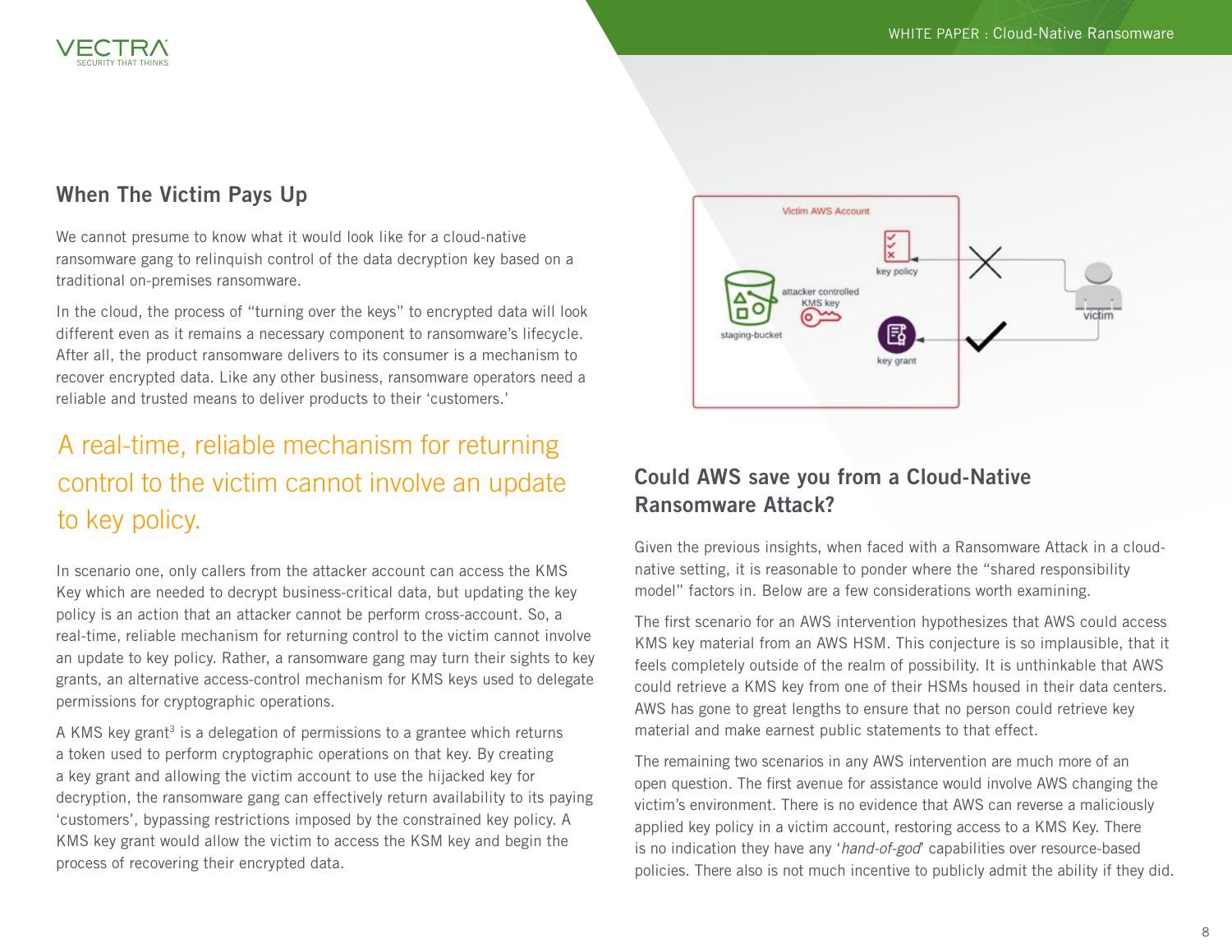## When The Victim Pays Up

We cannot presume to know what it would look like for a cloud-native ransomware gang to relinquish control of the data decryption key based on a traditional on-premises ransomware.

In the cloud, the process of "turning over the keys" to encrypted data will look different even as it remains a necessary component to ransomware's lifecycle. After all, the product ransomware delivers to its consumer is a mechanism to recover encrypted data. Like any other business, ransomware operators need a reliable and trusted means to deliver products to their 'customers.'

> A real-time, reliable mechanism for returning control to the victim cannot involve an update to key policy.

In scenario one, only callers from the attacker account can access the KMS Key which are needed to decrypt business-critical data, but updating the key policy is an action that an attacker cannot be perform cross-account. So, a real-time, reliable mechanism for returning control to the victim cannot involve an update to key policy. Rather, a ransomware gang may turn their sights to key grants, an alternative access-control mechanism for KMS keys used to delegate permissions for cryptographic operations.

A KMS key grant[3] is a delegation of permissions to a grantee which returns a token used to perform cryptographic operations on that key. By creating a key grant and allowing the victim account to use the hijacked key for decryption, the ransomware gang can effectively return availability to its paying 'customers', bypassing restrictions imposed by the constrained key policy. A KMS key grant would allow the victim to access the KSM key and begin the process of recovering their encrypted data.

## Could AWS save you from a Cloud-Native Ransomware Attack?

Given the previous insights, when faced with a Ransomware Attack in a cloud-native setting, it is reasonable to ponder where the "shared responsibility model" factors in. Below are a few considerations worth examining.

The first scenario for an AWS intervention hypothesizes that AWS could access KMS key material from an AWS HSM. This conjecture is so implausible, that it feels completely outside of the realm of possibility. It is unthinkable that AWS could retrieve a KMS key from one of their HSMs housed in their data centers. AWS has gone to great lengths to ensure that no person could retrieve key material and make earnest public statements to that effect.

The remaining two scenarios in any AWS intervention are much more of an open question. The first avenue for assistance would involve AWS changing the victim's environment. There is no evidence that AWS can reverse a maliciously applied key policy in a victim account, restoring access to a KMS Key. There is no indication they have any '*hand-of-god*' capabilities over resource-based policies. There also is not much incentive to publicly admit the ability if they did.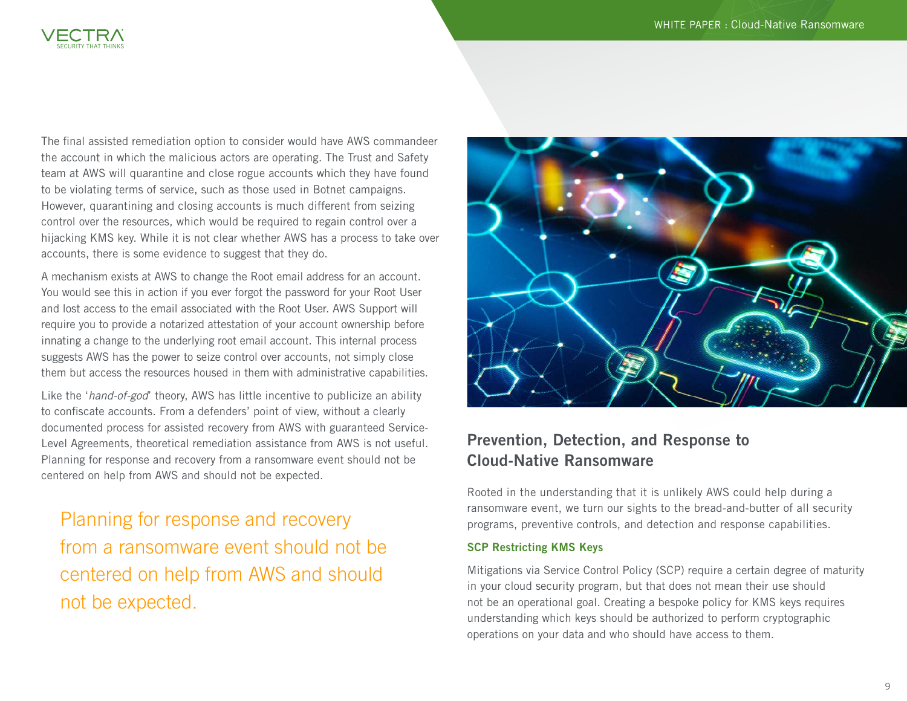The final assisted remediation option to consider would have AWS commandeer the account in which the malicious actors are operating. The Trust and Safety team at AWS will quarantine and close rogue accounts which they have found to be violating terms of service, such as those used in Botnet campaigns. However, quarantining and closing accounts is much different from seizing control over the resources, which would be required to regain control over a hijacking KMS key. While it is not clear whether AWS has a process to take over accounts, there is some evidence to suggest that they do.

A mechanism exists at AWS to change the Root email address for an account. You would see this in action if you ever forgot the password for your Root User and lost access to the email associated with the Root User. AWS Support will require you to provide a notarized attestation of your account ownership before innating a change to the underlying root email account. This internal process suggests AWS has the power to seize control over accounts, not simply close them but access the resources housed in them with administrative capabilities.

Like the '*hand-of-god*' theory, AWS has little incentive to publicize an ability to confiscate accounts. From a defenders' point of view, without a clearly documented process for assisted recovery from AWS with guaranteed Service-Level Agreements, theoretical remediation assistance from AWS is not useful. Planning for response and recovery from a ransomware event should not be centered on help from AWS and should not be expected.

> Planning for response and recovery from a ransomware event should not be centered on help from AWS and should not be expected.

## Prevention, Detection, and Response to Cloud-Native Ransomware

Rooted in the understanding that it is unlikely AWS could help during a ransomware event, we turn our sights to the bread-and-butter of all security programs, preventive controls, and detection and response capabilities.

### SCP Restricting KMS Keys

Mitigations via Service Control Policy (SCP) require a certain degree of maturity in your cloud security program, but that does not mean their use should not be an operational goal. Creating a bespoke policy for KMS keys requires understanding which keys should be authorized to perform cryptographic operations on your data and who should have access to them.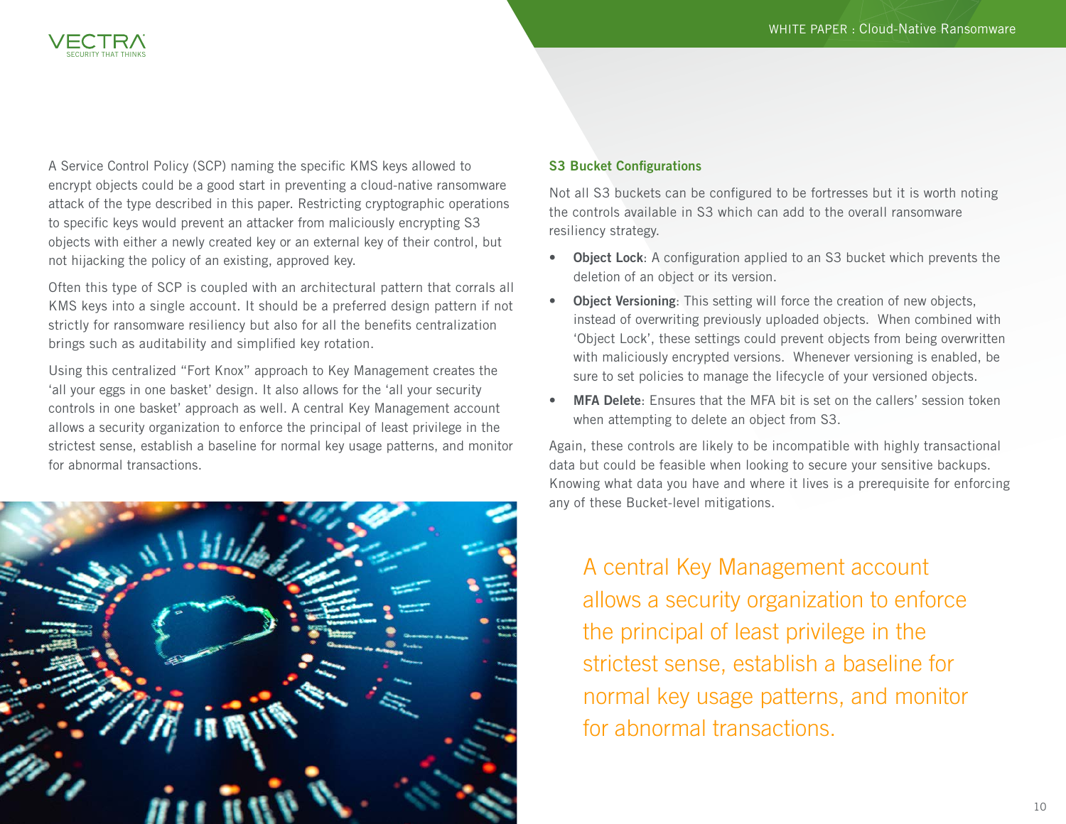A Service Control Policy (SCP) naming the specific KMS keys allowed to encrypt objects could be a good start in preventing a cloud-native ransomware attack of the type described in this paper. Restricting cryptographic operations to specific keys would prevent an attacker from maliciously encrypting S3 objects with either a newly created key or an external key of their control, but not hijacking the policy of an existing, approved key.

Often this type of SCP is coupled with an architectural pattern that corrals all KMS keys into a single account. It should be a preferred design pattern if not strictly for ransomware resiliency but also for all the benefits centralization brings such as auditability and simplified key rotation.

Using this centralized "Fort Knox" approach to Key Management creates the 'all your eggs in one basket' design. It also allows for the 'all your security controls in one basket' approach as well. A central Key Management account allows a security organization to enforce the principal of least privilege in the strictest sense, establish a baseline for normal key usage patterns, and monitor for abnormal transactions.

### S3 Bucket Configurations

Not all S3 buckets can be configured to be fortresses but it is worth noting the controls available in S3 which can add to the overall ransomware resiliency strategy.

- **Object Lock**: A configuration applied to an S3 bucket which prevents the deletion of an object or its version.
- **Object Versioning**: This setting will force the creation of new objects, instead of overwriting previously uploaded objects. When combined with 'Object Lock', these settings could prevent objects from being overwritten with maliciously encrypted versions. Whenever versioning is enabled, be sure to set policies to manage the lifecycle of your versioned objects.
- **MFA Delete**: Ensures that the MFA bit is set on the callers' session token when attempting to delete an object from S3.

Again, these controls are likely to be incompatible with highly transactional data but could be feasible when looking to secure your sensitive backups. Knowing what data you have and where it lives is a prerequisite for enforcing any of these Bucket-level mitigations.

> A central Key Management account allows a security organization to enforce the principal of least privilege in the strictest sense, establish a baseline for normal key usage patterns, and monitor for abnormal transactions.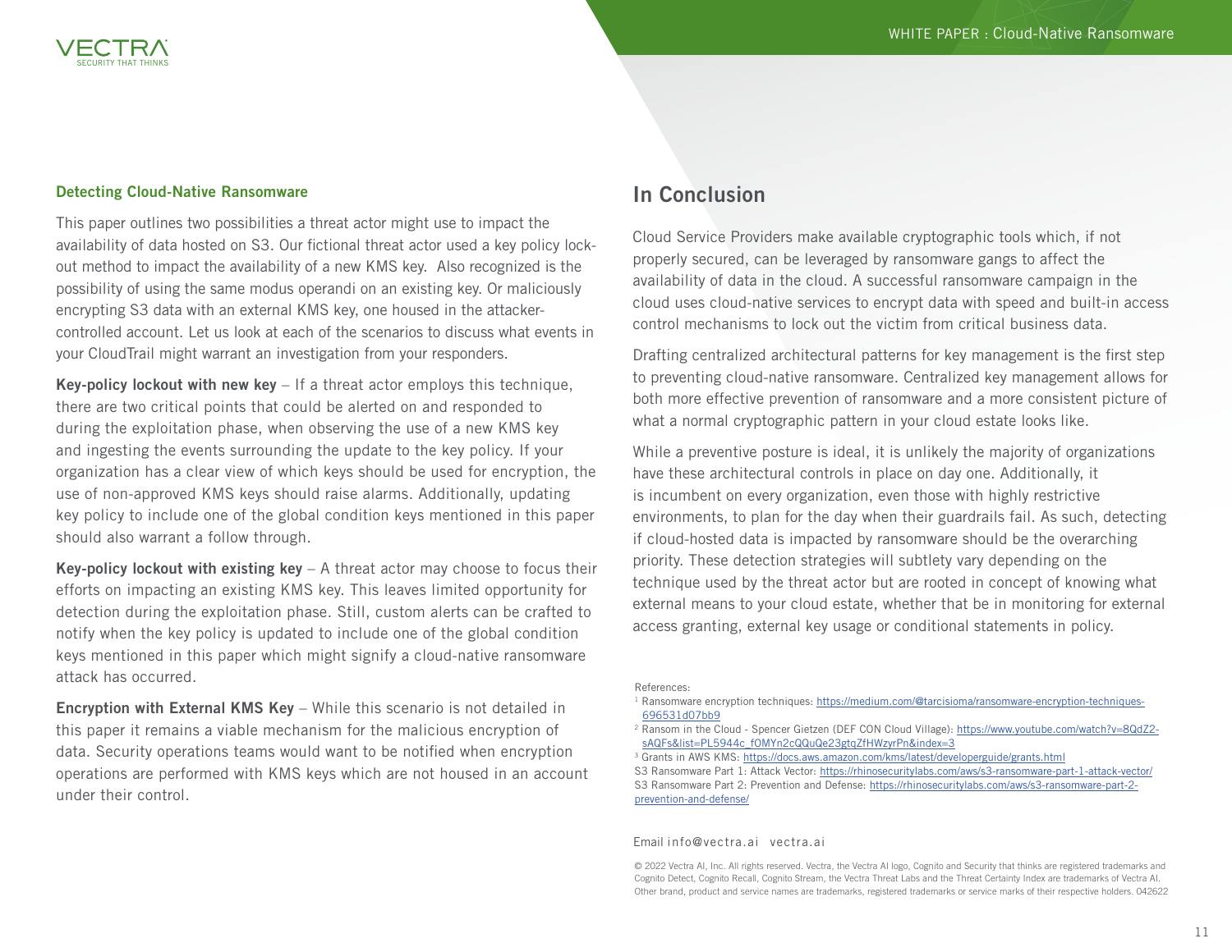### Detecting Cloud-Native Ransomware

This paper outlines two possibilities a threat actor might use to impact the availability of data hosted on S3. Our fictional threat actor used a key policy lock-out method to impact the availability of a new KMS key. Also recognized is the possibility of using the same modus operandi on an existing key. Or maliciously encrypting S3 data with an external KMS key, one housed in the attacker-controlled account. Let us look at each of the scenarios to discuss what events in your CloudTrail might warrant an investigation from your responders.

**Key-policy lockout with new key** – If a threat actor employs this technique, there are two critical points that could be alerted on and responded to during the exploitation phase, when observing the use of a new KMS key and ingesting the events surrounding the update to the key policy. If your organization has a clear view of which keys should be used for encryption, the use of non-approved KMS keys should raise alarms. Additionally, updating key policy to include one of the global condition keys mentioned in this paper should also warrant a follow through.

**Key-policy lockout with existing key** – A threat actor may choose to focus their efforts on impacting an existing KMS key. This leaves limited opportunity for detection during the exploitation phase. Still, custom alerts can be crafted to notify when the key policy is updated to include one of the global condition keys mentioned in this paper which might signify a cloud-native ransomware attack has occurred.

**Encryption with External KMS Key** – While this scenario is not detailed in this paper it remains a viable mechanism for the malicious encryption of data. Security operations teams would want to be notified when encryption operations are performed with KMS keys which are not housed in an account under their control.

## In Conclusion

Cloud Service Providers make available cryptographic tools which, if not properly secured, can be leveraged by ransomware gangs to affect the availability of data in the cloud. A successful ransomware campaign in the cloud uses cloud-native services to encrypt data with speed and built-in access control mechanisms to lock out the victim from critical business data.

Drafting centralized architectural patterns for key management is the first step to preventing cloud-native ransomware. Centralized key management allows for both more effective prevention of ransomware and a more consistent picture of what a normal cryptographic pattern in your cloud estate looks like.

While a preventive posture is ideal, it is unlikely the majority of organizations have these architectural controls in place on day one. Additionally, it is incumbent on every organization, even those with highly restrictive environments, to plan for the day when their guardrails fail. As such, detecting if cloud-hosted data is impacted by ransomware should be the overarching priority. These detection strategies will subtlety vary depending on the technique used by the threat actor but are rooted in concept of knowing what external means to your cloud estate, whether that be in monitoring for external access granting, external key usage or conditional statements in policy.

References:

[1] Ransomware encryption techniques: https://medium.com/@tarcisioma/ransomware-encryption-techniques-696531d07bb9

[2] Ransom in the Cloud - Spencer Gietzen (DEF CON Cloud Village): https://www.youtube.com/watch?v=8QdZ2-sAQFs&list=PL5944c_fOMYn2cQQuQe23gtqZfHWzyrPn&index=3

[3] Grants in AWS KMS: https://docs.aws.amazon.com/kms/latest/developerguide/grants.html

S3 Ransomware Part 1: Attack Vector: https://rhinosecuritylabs.com/aws/s3-ransomware-part-1-attack-vector/

S3 Ransomware Part 2: Prevention and Defense: https://rhinosecuritylabs.com/aws/s3-ransomware-part-2-prevention-and-defense/

Email info@vectra.ai vectra.ai

© 2022 Vectra AI, Inc. All rights reserved. Vectra, the Vectra AI logo, Cognito and Security that thinks are registered trademarks and Cognito Detect, Cognito Recall, Cognito Stream, the Vectra Threat Labs and the Threat Certainty Index are trademarks of Vectra AI. Other brand, product and service names are trademarks, registered trademarks or service marks of their respective holders. 042622